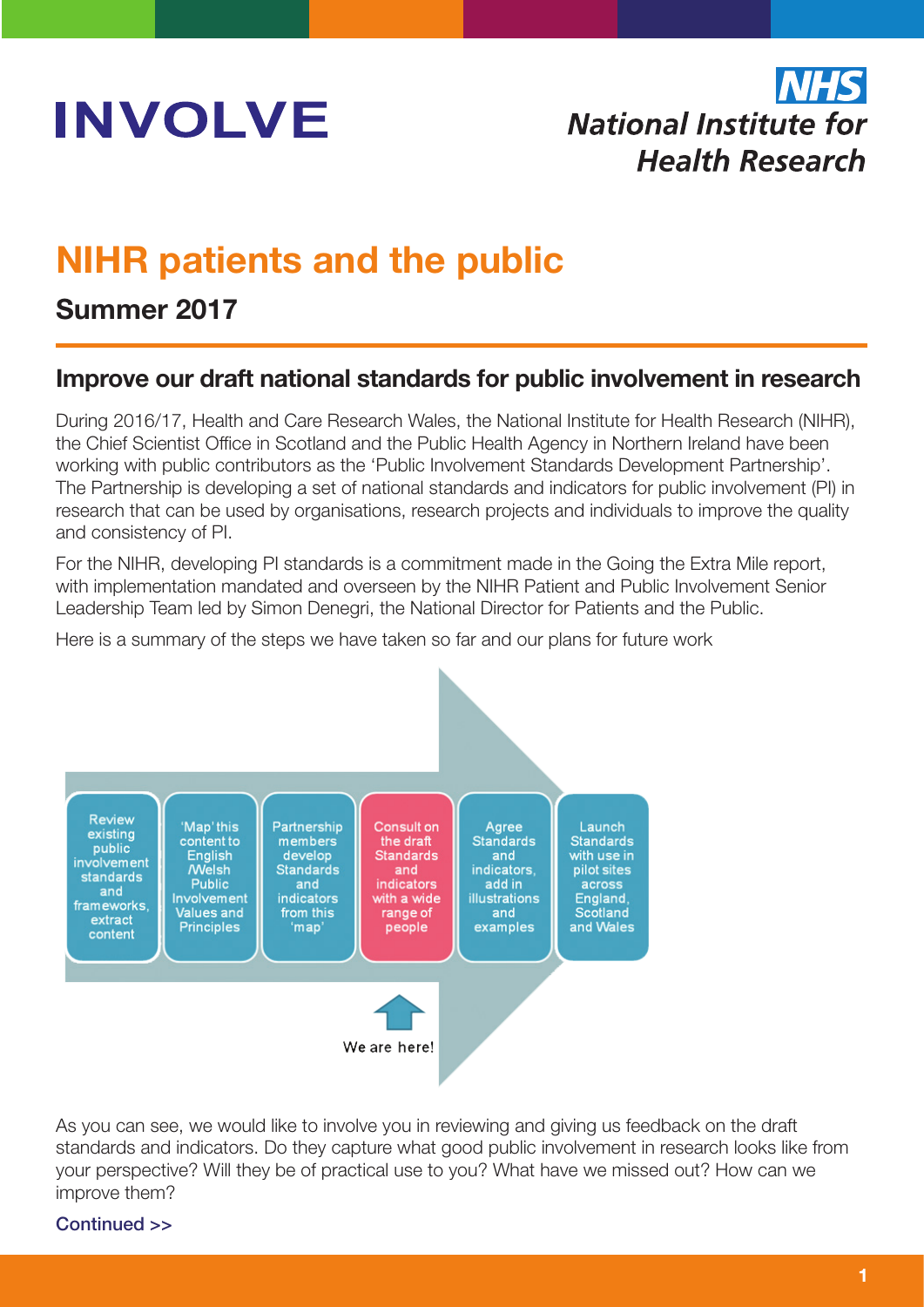INVOLVE

NHS National Institute for Health Research

# NIHR patients and the public

## Summer 2017

### Improve our draft national standards for public involvement in research

During 2016/17, Health and Care Research Wales, the National Institute for Health Research (NIHR), the Chief Scientist Office in Scotland and the Public Health Agency in Northern Ireland have been working with public contributors as the 'Public Involvement Standards Development Partnership'. The Partnership is developing a set of national standards and indicators for public involvement (PI) in research that can be used by organisations, research projects and individuals to improve the quality and consistency of PI.

For the NIHR, developing PI standards is a commitment made in the Going the Extra Mile report, with implementation mandated and overseen by the NIHR Patient and Public Involvement Senior Leadership Team led by Simon Denegri, the National Director for Patients and the Public.

Here is a summary of the steps we have taken so far and our plans for future work

1. Review existing public involvement standards and frameworks, extract content
2. 'Map' this content to English /Welsh Public Involvement Values and Principles
3. Partnership members develop Standards and indicators from this 'map'
4. Consult on the draft Standards and indicators with a wide range of people — We are here!
5. Agree Standards and indicators, add in illustrations and examples
6. Launch Standards with use in pilot sites across England, Scotland and Wales

As you can see, we would like to involve you in reviewing and giving us feedback on the draft standards and indicators. Do they capture what good public involvement in research looks like from your perspective? Will they be of practical use to you? What have we missed out? How can we improve them?

Continued >>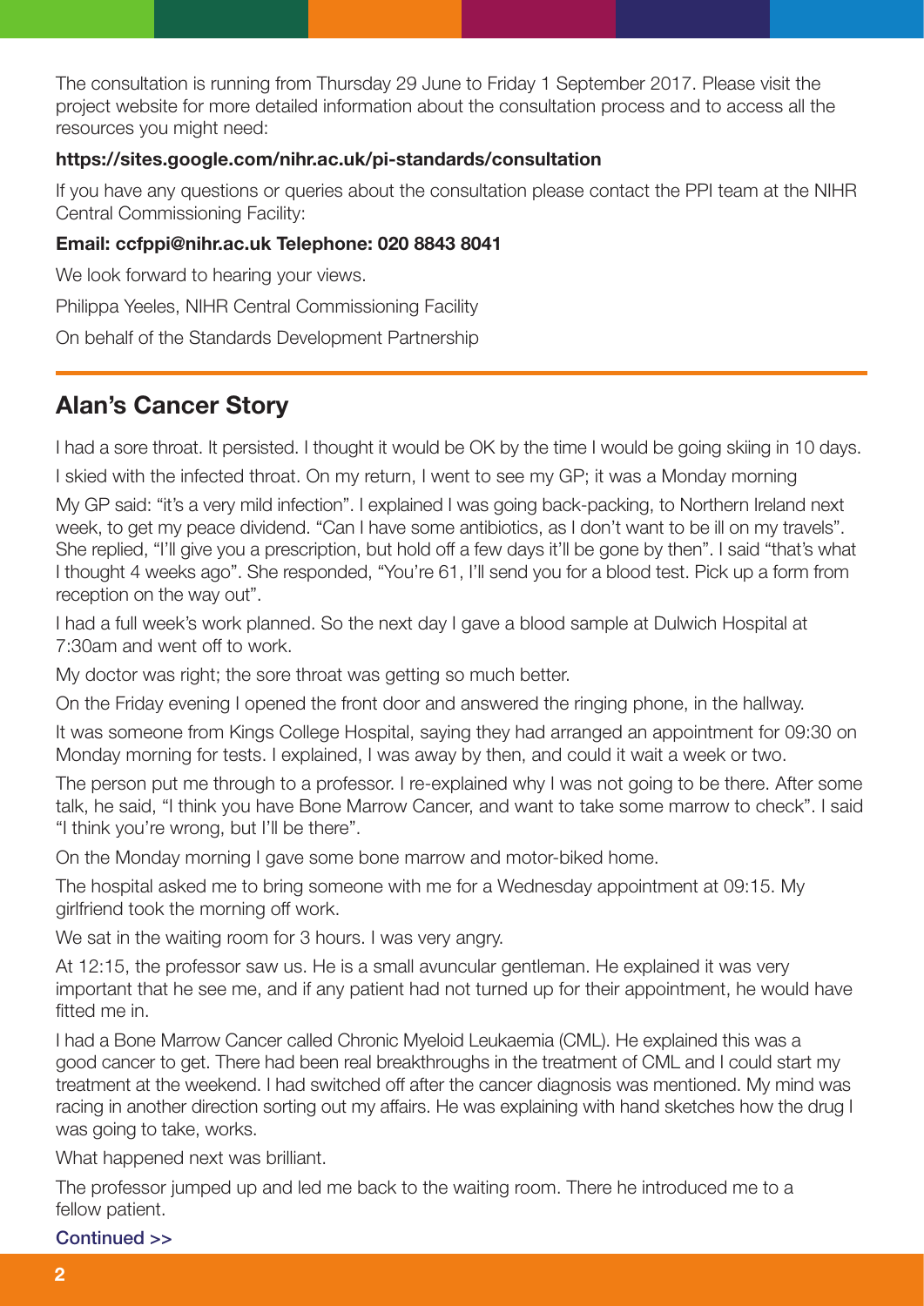The consultation is running from Thursday 29 June to Friday 1 September 2017. Please visit the project website for more detailed information about the consultation process and to access all the resources you might need:

**https://sites.google.com/nihr.ac.uk/pi-standards/consultation**

If you have any questions or queries about the consultation please contact the PPI team at the NIHR Central Commissioning Facility:

**Email: ccfppi@nihr.ac.uk Telephone: 020 8843 8041**

We look forward to hearing your views.

Philippa Yeeles, NIHR Central Commissioning Facility

On behalf of the Standards Development Partnership

## Alan's Cancer Story

I had a sore throat. It persisted. I thought it would be OK by the time I would be going skiing in 10 days.

I skied with the infected throat. On my return, I went to see my GP; it was a Monday morning

My GP said: "it's a very mild infection". I explained I was going back-packing, to Northern Ireland next week, to get my peace dividend. "Can I have some antibiotics, as I don't want to be ill on my travels". She replied, "I'll give you a prescription, but hold off a few days it'll be gone by then". I said "that's what I thought 4 weeks ago". She responded, "You're 61, I'll send you for a blood test. Pick up a form from reception on the way out".

I had a full week's work planned. So the next day I gave a blood sample at Dulwich Hospital at 7:30am and went off to work.

My doctor was right; the sore throat was getting so much better.

On the Friday evening I opened the front door and answered the ringing phone, in the hallway.

It was someone from Kings College Hospital, saying they had arranged an appointment for 09:30 on Monday morning for tests. I explained, I was away by then, and could it wait a week or two.

The person put me through to a professor. I re-explained why I was not going to be there. After some talk, he said, "I think you have Bone Marrow Cancer, and want to take some marrow to check". I said "I think you're wrong, but I'll be there".

On the Monday morning I gave some bone marrow and motor-biked home.

The hospital asked me to bring someone with me for a Wednesday appointment at 09:15. My girlfriend took the morning off work.

We sat in the waiting room for 3 hours. I was very angry.

At 12:15, the professor saw us. He is a small avuncular gentleman. He explained it was very important that he see me, and if any patient had not turned up for their appointment, he would have fitted me in.

I had a Bone Marrow Cancer called Chronic Myeloid Leukaemia (CML). He explained this was a good cancer to get. There had been real breakthroughs in the treatment of CML and I could start my treatment at the weekend. I had switched off after the cancer diagnosis was mentioned. My mind was racing in another direction sorting out my affairs. He was explaining with hand sketches how the drug I was going to take, works.

What happened next was brilliant.

The professor jumped up and led me back to the waiting room. There he introduced me to a fellow patient.

Continued >>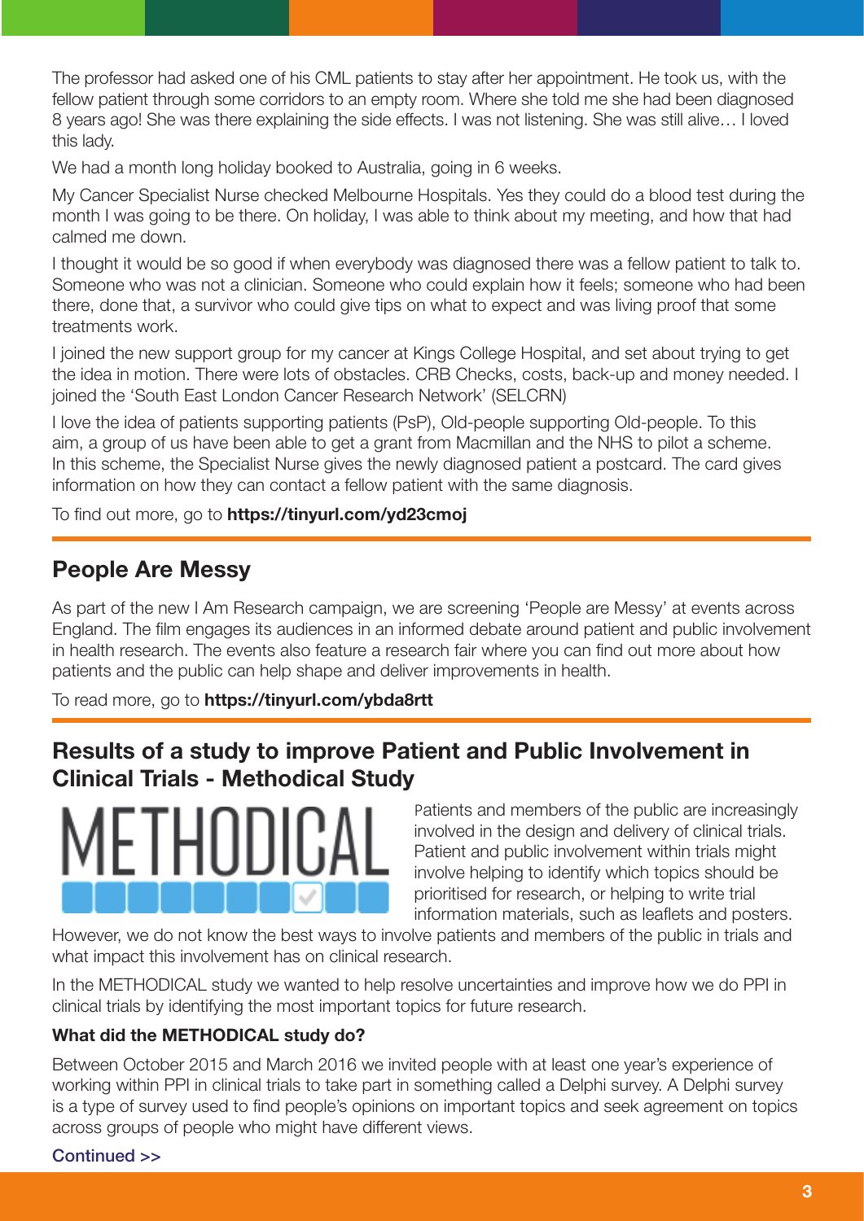The professor had asked one of his CML patients to stay after her appointment. He took us, with the fellow patient through some corridors to an empty room. Where she told me she had been diagnosed 8 years ago! She was there explaining the side effects. I was not listening. She was still alive… I loved this lady.

We had a month long holiday booked to Australia, going in 6 weeks.

My Cancer Specialist Nurse checked Melbourne Hospitals. Yes they could do a blood test during the month I was going to be there. On holiday, I was able to think about my meeting, and how that had calmed me down.

I thought it would be so good if when everybody was diagnosed there was a fellow patient to talk to. Someone who was not a clinician. Someone who could explain how it feels; someone who had been there, done that, a survivor who could give tips on what to expect and was living proof that some treatments work.

I joined the new support group for my cancer at Kings College Hospital, and set about trying to get the idea in motion. There were lots of obstacles. CRB Checks, costs, back-up and money needed. I joined the 'South East London Cancer Research Network' (SELCRN)

I love the idea of patients supporting patients (PsP), Old-people supporting Old-people. To this aim, a group of us have been able to get a grant from Macmillan and the NHS to pilot a scheme. In this scheme, the Specialist Nurse gives the newly diagnosed patient a postcard. The card gives information on how they can contact a fellow patient with the same diagnosis.

To find out more, go to **https://tinyurl.com/yd23cmoj**

## People Are Messy

As part of the new I Am Research campaign, we are screening 'People are Messy' at events across England. The film engages its audiences in an informed debate around patient and public involvement in health research. The events also feature a research fair where you can find out more about how patients and the public can help shape and deliver improvements in health.

To read more, go to **https://tinyurl.com/ybda8rtt**

## Results of a study to improve Patient and Public Involvement in Clinical Trials - Methodical Study

METHODICAL

Patients and members of the public are increasingly involved in the design and delivery of clinical trials. Patient and public involvement within trials might involve helping to identify which topics should be prioritised for research, or helping to write trial information materials, such as leaflets and posters. However, we do not know the best ways to involve patients and members of the public in trials and what impact this involvement has on clinical research.

In the METHODICAL study we wanted to help resolve uncertainties and improve how we do PPI in clinical trials by identifying the most important topics for future research.

**What did the METHODICAL study do?**

Between October 2015 and March 2016 we invited people with at least one year's experience of working within PPI in clinical trials to take part in something called a Delphi survey. A Delphi survey is a type of survey used to find people's opinions on important topics and seek agreement on topics across groups of people who might have different views.

Continued >>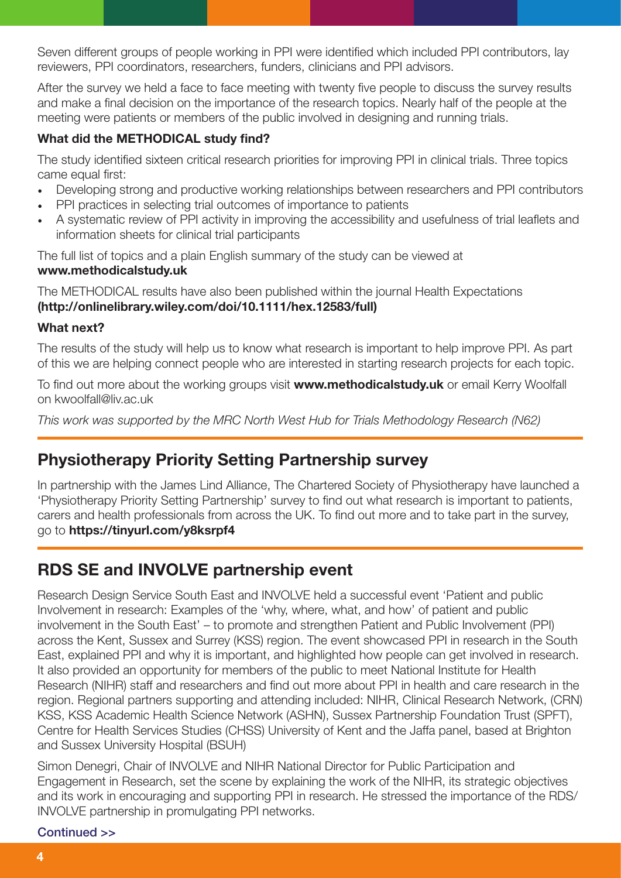Seven different groups of people working in PPI were identified which included PPI contributors, lay reviewers, PPI coordinators, researchers, funders, clinicians and PPI advisors.

After the survey we held a face to face meeting with twenty five people to discuss the survey results and make a final decision on the importance of the research topics. Nearly half of the people at the meeting were patients or members of the public involved in designing and running trials.

**What did the METHODICAL study find?**

The study identified sixteen critical research priorities for improving PPI in clinical trials. Three topics came equal first:

- Developing strong and productive working relationships between researchers and PPI contributors
- PPI practices in selecting trial outcomes of importance to patients
- A systematic review of PPI activity in improving the accessibility and usefulness of trial leaflets and information sheets for clinical trial participants

The full list of topics and a plain English summary of the study can be viewed at **www.methodicalstudy.uk**

The METHODICAL results have also been published within the journal Health Expectations **(http://onlinelibrary.wiley.com/doi/10.1111/hex.12583/full)**

**What next?**

The results of the study will help us to know what research is important to help improve PPI. As part of this we are helping connect people who are interested in starting research projects for each topic.

To find out more about the working groups visit **www.methodicalstudy.uk** or email Kerry Woolfall on kwoolfall@liv.ac.uk

*This work was supported by the MRC North West Hub for Trials Methodology Research (N62)*

## Physiotherapy Priority Setting Partnership survey

In partnership with the James Lind Alliance, The Chartered Society of Physiotherapy have launched a 'Physiotherapy Priority Setting Partnership' survey to find out what research is important to patients, carers and health professionals from across the UK. To find out more and to take part in the survey, go to **https://tinyurl.com/y8ksrpf4**

## RDS SE and INVOLVE partnership event

Research Design Service South East and INVOLVE held a successful event 'Patient and public Involvement in research: Examples of the 'why, where, what, and how' of patient and public involvement in the South East' – to promote and strengthen Patient and Public Involvement (PPI) across the Kent, Sussex and Surrey (KSS) region. The event showcased PPI in research in the South East, explained PPI and why it is important, and highlighted how people can get involved in research. It also provided an opportunity for members of the public to meet National Institute for Health Research (NIHR) staff and researchers and find out more about PPI in health and care research in the region. Regional partners supporting and attending included: NIHR, Clinical Research Network, (CRN) KSS, KSS Academic Health Science Network (ASHN), Sussex Partnership Foundation Trust (SPFT), Centre for Health Services Studies (CHSS) University of Kent and the Jaffa panel, based at Brighton and Sussex University Hospital (BSUH)

Simon Denegri, Chair of INVOLVE and NIHR National Director for Public Participation and Engagement in Research, set the scene by explaining the work of the NIHR, its strategic objectives and its work in encouraging and supporting PPI in research. He stressed the importance of the RDS/INVOLVE partnership in promulgating PPI networks.

Continued >>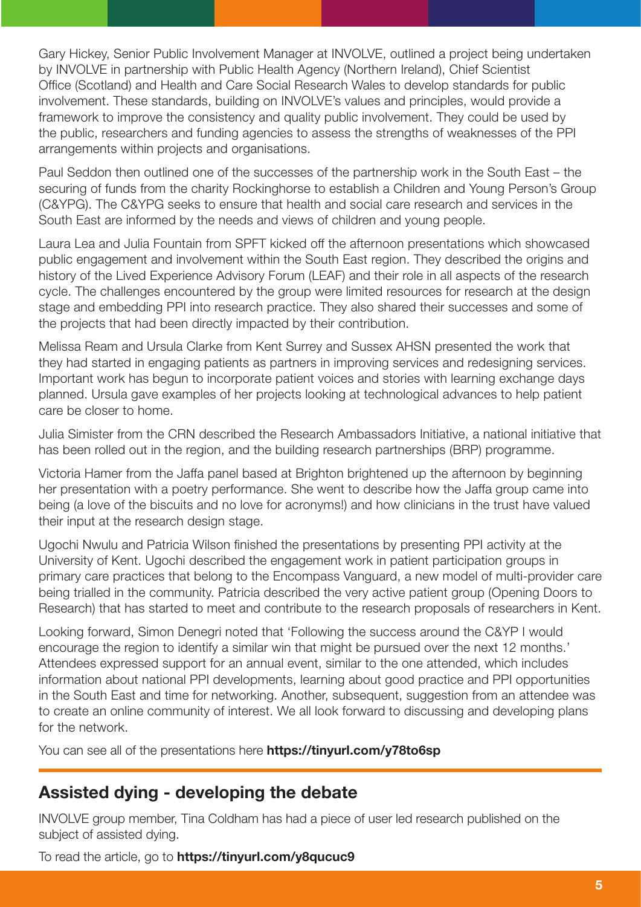Gary Hickey, Senior Public Involvement Manager at INVOLVE, outlined a project being undertaken by INVOLVE in partnership with Public Health Agency (Northern Ireland), Chief Scientist Office (Scotland) and Health and Care Social Research Wales to develop standards for public involvement. These standards, building on INVOLVE's values and principles, would provide a framework to improve the consistency and quality public involvement. They could be used by the public, researchers and funding agencies to assess the strengths of weaknesses of the PPI arrangements within projects and organisations.

Paul Seddon then outlined one of the successes of the partnership work in the South East – the securing of funds from the charity Rockinghorse to establish a Children and Young Person's Group (C&YPG). The C&YPG seeks to ensure that health and social care research and services in the South East are informed by the needs and views of children and young people.

Laura Lea and Julia Fountain from SPFT kicked off the afternoon presentations which showcased public engagement and involvement within the South East region. They described the origins and history of the Lived Experience Advisory Forum (LEAF) and their role in all aspects of the research cycle. The challenges encountered by the group were limited resources for research at the design stage and embedding PPI into research practice. They also shared their successes and some of the projects that had been directly impacted by their contribution.

Melissa Ream and Ursula Clarke from Kent Surrey and Sussex AHSN presented the work that they had started in engaging patients as partners in improving services and redesigning services. Important work has begun to incorporate patient voices and stories with learning exchange days planned. Ursula gave examples of her projects looking at technological advances to help patient care be closer to home.

Julia Simister from the CRN described the Research Ambassadors Initiative, a national initiative that has been rolled out in the region, and the building research partnerships (BRP) programme.

Victoria Hamer from the Jaffa panel based at Brighton brightened up the afternoon by beginning her presentation with a poetry performance. She went to describe how the Jaffa group came into being (a love of the biscuits and no love for acronyms!) and how clinicians in the trust have valued their input at the research design stage.

Ugochi Nwulu and Patricia Wilson finished the presentations by presenting PPI activity at the University of Kent. Ugochi described the engagement work in patient participation groups in primary care practices that belong to the Encompass Vanguard, a new model of multi-provider care being trialled in the community. Patricia described the very active patient group (Opening Doors to Research) that has started to meet and contribute to the research proposals of researchers in Kent.

Looking forward, Simon Denegri noted that 'Following the success around the C&YP I would encourage the region to identify a similar win that might be pursued over the next 12 months.' Attendees expressed support for an annual event, similar to the one attended, which includes information about national PPI developments, learning about good practice and PPI opportunities in the South East and time for networking. Another, subsequent, suggestion from an attendee was to create an online community of interest. We all look forward to discussing and developing plans for the network.

You can see all of the presentations here **https://tinyurl.com/y78to6sp**

## Assisted dying - developing the debate

INVOLVE group member, Tina Coldham has had a piece of user led research published on the subject of assisted dying.

To read the article, go to **https://tinyurl.com/y8qucuc9**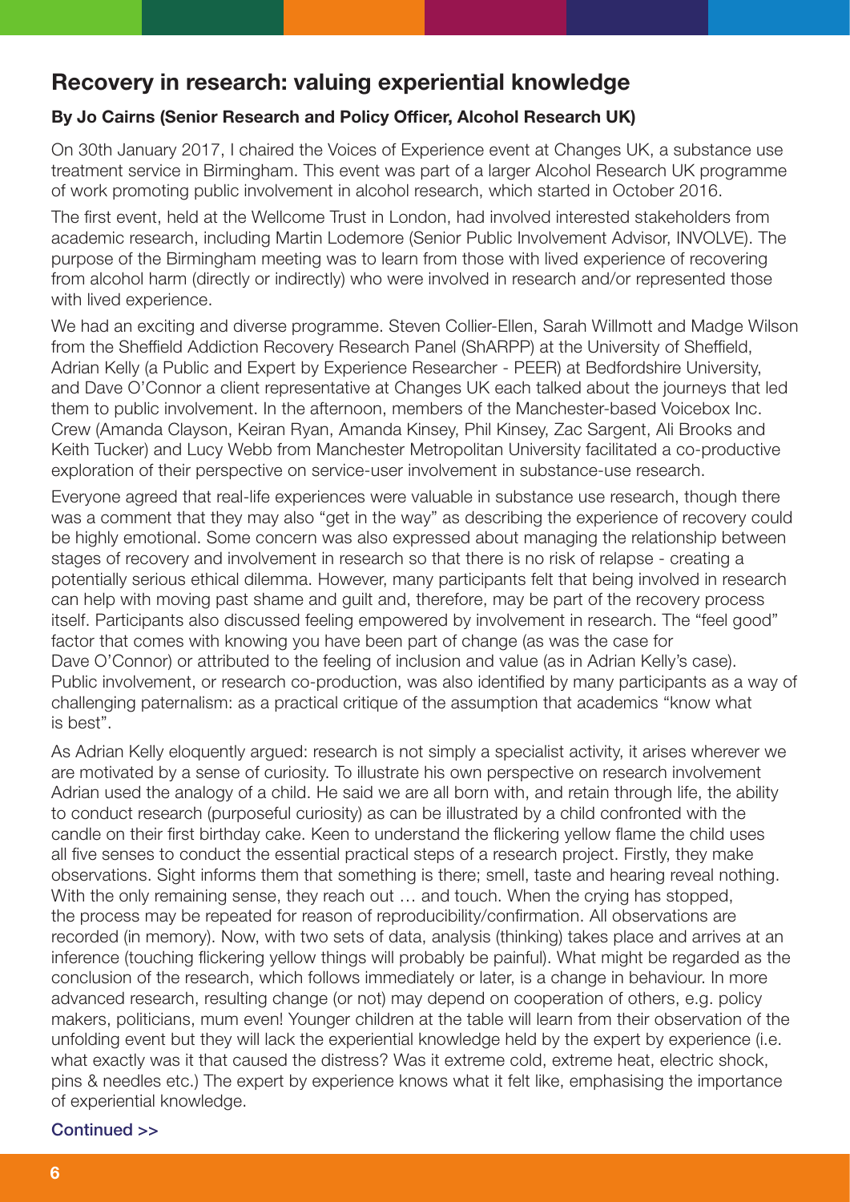## Recovery in research: valuing experiential knowledge

**By Jo Cairns (Senior Research and Policy Officer, Alcohol Research UK)**

On 30th January 2017, I chaired the Voices of Experience event at Changes UK, a substance use treatment service in Birmingham. This event was part of a larger Alcohol Research UK programme of work promoting public involvement in alcohol research, which started in October 2016.

The first event, held at the Wellcome Trust in London, had involved interested stakeholders from academic research, including Martin Lodemore (Senior Public Involvement Advisor, INVOLVE). The purpose of the Birmingham meeting was to learn from those with lived experience of recovering from alcohol harm (directly or indirectly) who were involved in research and/or represented those with lived experience.

We had an exciting and diverse programme. Steven Collier-Ellen, Sarah Willmott and Madge Wilson from the Sheffield Addiction Recovery Research Panel (ShARPP) at the University of Sheffield, Adrian Kelly (a Public and Expert by Experience Researcher - PEER) at Bedfordshire University, and Dave O'Connor a client representative at Changes UK each talked about the journeys that led them to public involvement. In the afternoon, members of the Manchester-based Voicebox Inc. Crew (Amanda Clayson, Keiran Ryan, Amanda Kinsey, Phil Kinsey, Zac Sargent, Ali Brooks and Keith Tucker) and Lucy Webb from Manchester Metropolitan University facilitated a co-productive exploration of their perspective on service-user involvement in substance-use research.

Everyone agreed that real-life experiences were valuable in substance use research, though there was a comment that they may also "get in the way" as describing the experience of recovery could be highly emotional. Some concern was also expressed about managing the relationship between stages of recovery and involvement in research so that there is no risk of relapse - creating a potentially serious ethical dilemma. However, many participants felt that being involved in research can help with moving past shame and guilt and, therefore, may be part of the recovery process itself. Participants also discussed feeling empowered by involvement in research. The "feel good" factor that comes with knowing you have been part of change (as was the case for Dave O'Connor) or attributed to the feeling of inclusion and value (as in Adrian Kelly's case). Public involvement, or research co-production, was also identified by many participants as a way of challenging paternalism: as a practical critique of the assumption that academics "know what is best".

As Adrian Kelly eloquently argued: research is not simply a specialist activity, it arises wherever we are motivated by a sense of curiosity. To illustrate his own perspective on research involvement Adrian used the analogy of a child. He said we are all born with, and retain through life, the ability to conduct research (purposeful curiosity) as can be illustrated by a child confronted with the candle on their first birthday cake. Keen to understand the flickering yellow flame the child uses all five senses to conduct the essential practical steps of a research project. Firstly, they make observations. Sight informs them that something is there; smell, taste and hearing reveal nothing. With the only remaining sense, they reach out … and touch. When the crying has stopped, the process may be repeated for reason of reproducibility/confirmation. All observations are recorded (in memory). Now, with two sets of data, analysis (thinking) takes place and arrives at an inference (touching flickering yellow things will probably be painful). What might be regarded as the conclusion of the research, which follows immediately or later, is a change in behaviour. In more advanced research, resulting change (or not) may depend on cooperation of others, e.g. policy makers, politicians, mum even! Younger children at the table will learn from their observation of the unfolding event but they will lack the experiential knowledge held by the expert by experience (i.e. what exactly was it that caused the distress? Was it extreme cold, extreme heat, electric shock, pins & needles etc.) The expert by experience knows what it felt like, emphasising the importance of experiential knowledge.

Continued >>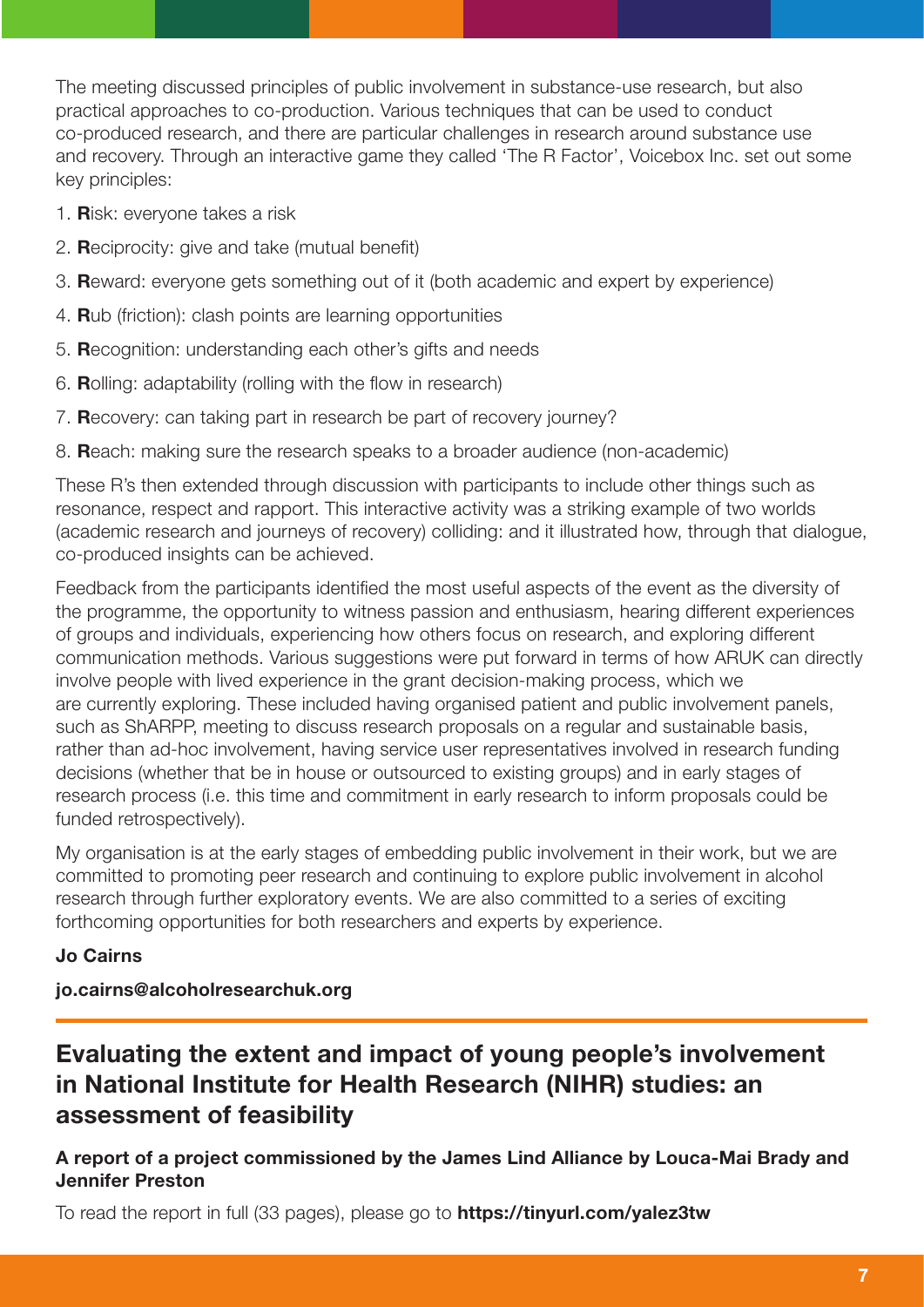The meeting discussed principles of public involvement in substance-use research, but also practical approaches to co-production. Various techniques that can be used to conduct co-produced research, and there are particular challenges in research around substance use and recovery. Through an interactive game they called 'The R Factor', Voicebox Inc. set out some key principles:

1. **R**isk: everyone takes a risk
2. **R**eciprocity: give and take (mutual benefit)
3. **R**eward: everyone gets something out of it (both academic and expert by experience)
4. **R**ub (friction): clash points are learning opportunities
5. **R**ecognition: understanding each other's gifts and needs
6. **R**olling: adaptability (rolling with the flow in research)
7. **R**ecovery: can taking part in research be part of recovery journey?
8. **R**each: making sure the research speaks to a broader audience (non-academic)

These R's then extended through discussion with participants to include other things such as resonance, respect and rapport. This interactive activity was a striking example of two worlds (academic research and journeys of recovery) colliding: and it illustrated how, through that dialogue, co-produced insights can be achieved.

Feedback from the participants identified the most useful aspects of the event as the diversity of the programme, the opportunity to witness passion and enthusiasm, hearing different experiences of groups and individuals, experiencing how others focus on research, and exploring different communication methods. Various suggestions were put forward in terms of how ARUK can directly involve people with lived experience in the grant decision-making process, which we are currently exploring. These included having organised patient and public involvement panels, such as ShARPP, meeting to discuss research proposals on a regular and sustainable basis, rather than ad-hoc involvement, having service user representatives involved in research funding decisions (whether that be in house or outsourced to existing groups) and in early stages of research process (i.e. this time and commitment in early research to inform proposals could be funded retrospectively).

My organisation is at the early stages of embedding public involvement in their work, but we are committed to promoting peer research and continuing to explore public involvement in alcohol research through further exploratory events. We are also committed to a series of exciting forthcoming opportunities for both researchers and experts by experience.

**Jo Cairns**

**jo.cairns@alcoholresearchuk.org**

---

## Evaluating the extent and impact of young people's involvement in National Institute for Health Research (NIHR) studies: an assessment of feasibility

**A report of a project commissioned by the James Lind Alliance by Louca-Mai Brady and Jennifer Preston**

To read the report in full (33 pages), please go to **https://tinyurl.com/yalez3tw**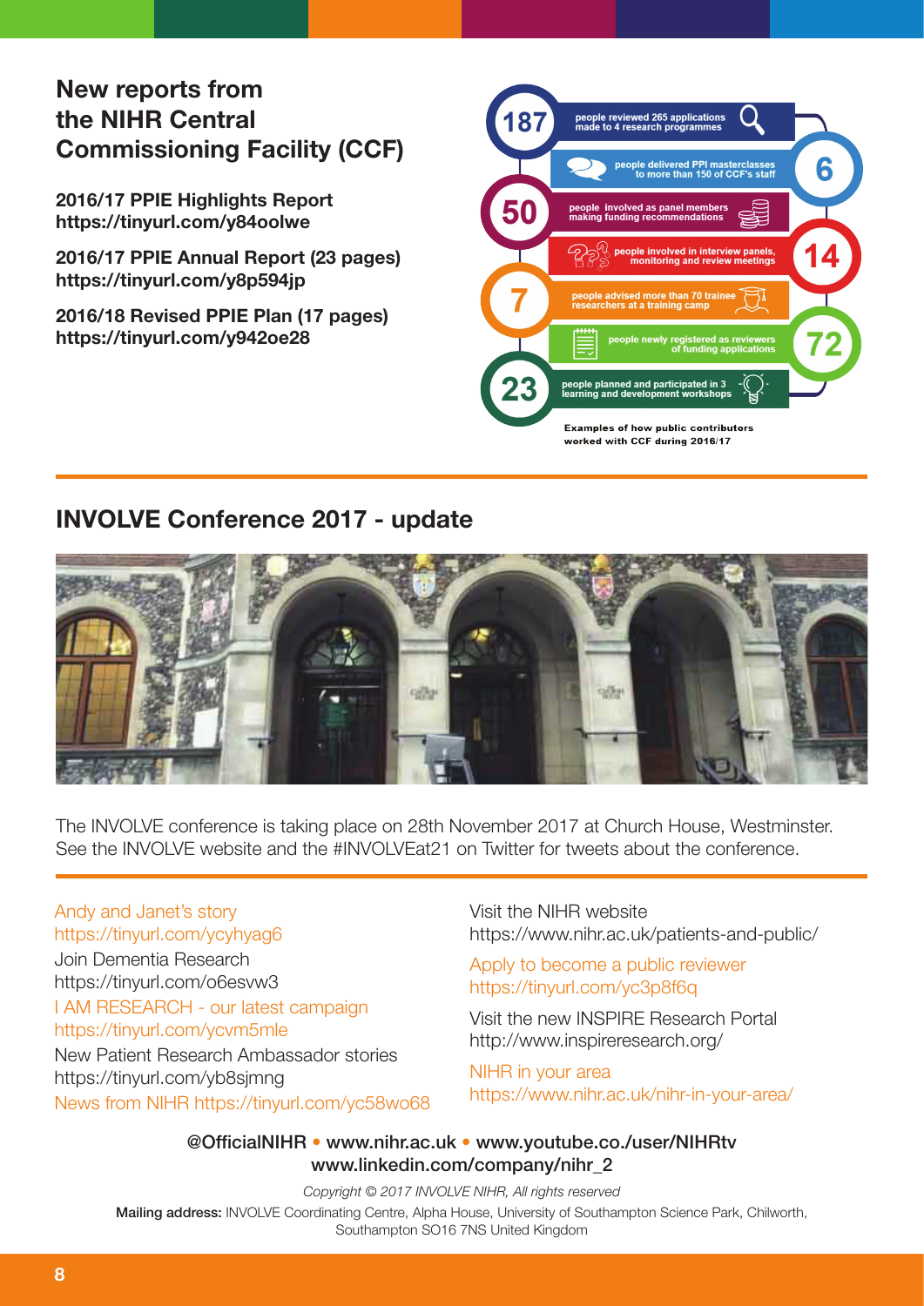## New reports from the NIHR Central Commissioning Facility (CCF)

**2016/17 PPIE Highlights Report**
**https://tinyurl.com/y84oolwe**

**2016/17 PPIE Annual Report (23 pages)**
**https://tinyurl.com/y8p594jp**

**2016/18 Revised PPIE Plan (17 pages)**
**https://tinyurl.com/y942oe28**

187 people reviewed 265 applications made to 4 research programmes

6 people delivered PPI masterclasses to more than 150 of CCF's staff

50 people involved as panel members making funding recommendations

14 people involved in interview panels, monitoring and review meetings

7 people advised more than 70 trainee researchers at a training camp

72 people newly registered as reviewers of funding applications

23 people planned and participated in 3 learning and development workshops

Examples of how public contributors worked with CCF during 2016/17

## INVOLVE Conference 2017 - update

The INVOLVE conference is taking place on 28th November 2017 at Church House, Westminster. See the INVOLVE website and the #INVOLVEat21 on Twitter for tweets about the conference.

Andy and Janet's story
https://tinyurl.com/ycyhyag6

Join Dementia Research
https://tinyurl.com/o6esvw3

I AM RESEARCH - our latest campaign
https://tinyurl.com/ycvm5mle

New Patient Research Ambassador stories
https://tinyurl.com/yb8sjmng

News from NIHR https://tinyurl.com/yc58wo68

Visit the NIHR website
https://www.nihr.ac.uk/patients-and-public/

Apply to become a public reviewer
https://tinyurl.com/yc3p8f6q

Visit the new INSPIRE Research Portal
http://www.inspireresearch.org/

NIHR in your area
https://www.nihr.ac.uk/nihr-in-your-area/

@OfficialNIHR • www.nihr.ac.uk • www.youtube.co./user/NIHRtv
www.linkedin.com/company/nihr_2

*Copyright © 2017 INVOLVE NIHR, All rights reserved*

**Mailing address:** INVOLVE Coordinating Centre, Alpha House, University of Southampton Science Park, Chilworth, Southampton SO16 7NS United Kingdom